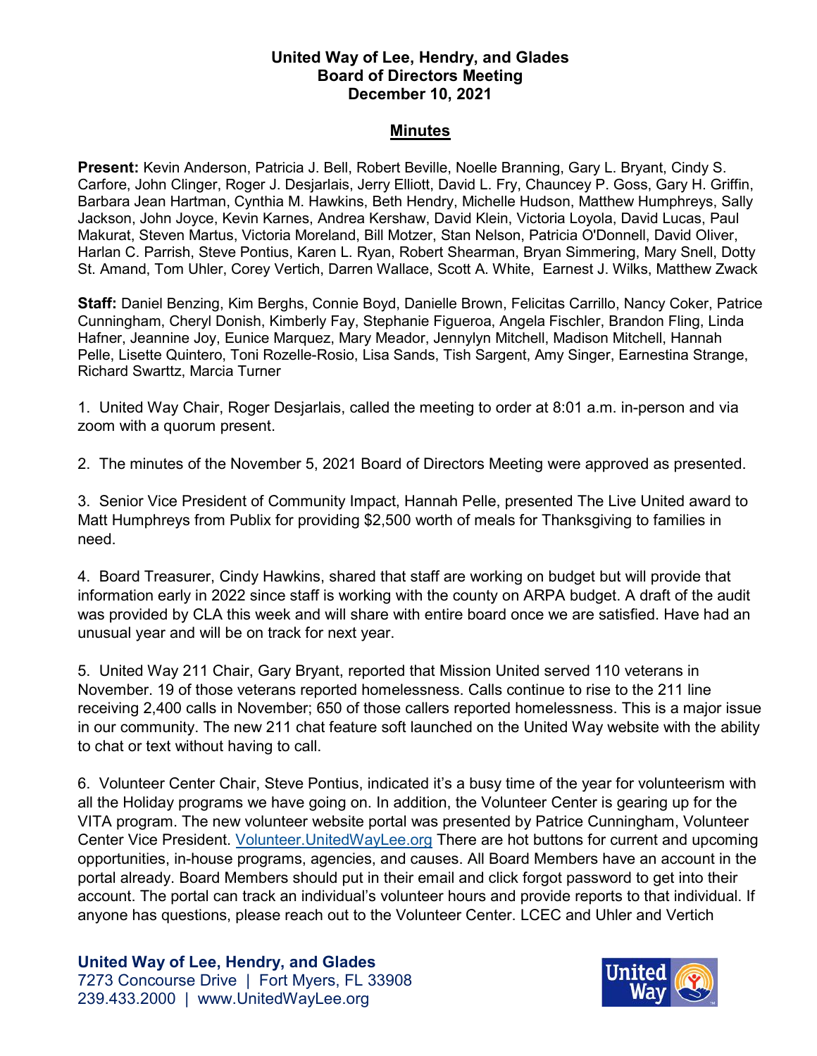**United Way of Lee, Hendry, and Glades**
**Board of Directors Meeting**
**December 10, 2021**

**Minutes**

**Present:** Kevin Anderson, Patricia J. Bell, Robert Beville, Noelle Branning, Gary L. Bryant, Cindy S. Carfore, John Clinger, Roger J. Desjarlais, Jerry Elliott, David L. Fry, Chauncey P. Goss, Gary H. Griffin, Barbara Jean Hartman, Cynthia M. Hawkins, Beth Hendry, Michelle Hudson, Matthew Humphreys, Sally Jackson, John Joyce, Kevin Karnes, Andrea Kershaw, David Klein, Victoria Loyola, David Lucas, Paul Makurat, Steven Martus, Victoria Moreland, Bill Motzer, Stan Nelson, Patricia O'Donnell, David Oliver, Harlan C. Parrish, Steve Pontius, Karen L. Ryan, Robert Shearman, Bryan Simmering, Mary Snell, Dotty St. Amand, Tom Uhler, Corey Vertich, Darren Wallace, Scott A. White, Earnest J. Wilks, Matthew Zwack

**Staff:** Daniel Benzing, Kim Berghs, Connie Boyd, Danielle Brown, Felicitas Carrillo, Nancy Coker, Patrice Cunningham, Cheryl Donish, Kimberly Fay, Stephanie Figueroa, Angela Fischler, Brandon Fling, Linda Hafner, Jeannine Joy, Eunice Marquez, Mary Meador, Jennylyn Mitchell, Madison Mitchell, Hannah Pelle, Lisette Quintero, Toni Rozelle-Rosio, Lisa Sands, Tish Sargent, Amy Singer, Earnestina Strange, Richard Swarttz, Marcia Turner

1. United Way Chair, Roger Desjarlais, called the meeting to order at 8:01 a.m. in-person and via zoom with a quorum present.

2. The minutes of the November 5, 2021 Board of Directors Meeting were approved as presented.

3. Senior Vice President of Community Impact, Hannah Pelle, presented The Live United award to Matt Humphreys from Publix for providing $2,500 worth of meals for Thanksgiving to families in need.

4. Board Treasurer, Cindy Hawkins, shared that staff are working on budget but will provide that information early in 2022 since staff is working with the county on ARPA budget. A draft of the audit was provided by CLA this week and will share with entire board once we are satisfied. Have had an unusual year and will be on track for next year.

5. United Way 211 Chair, Gary Bryant, reported that Mission United served 110 veterans in November. 19 of those veterans reported homelessness. Calls continue to rise to the 211 line receiving 2,400 calls in November; 650 of those callers reported homelessness. This is a major issue in our community. The new 211 chat feature soft launched on the United Way website with the ability to chat or text without having to call.

6. Volunteer Center Chair, Steve Pontius, indicated it's a busy time of the year for volunteerism with all the Holiday programs we have going on. In addition, the Volunteer Center is gearing up for the VITA program. The new volunteer website portal was presented by Patrice Cunningham, Volunteer Center Vice President. Volunteer.UnitedWayLee.org There are hot buttons for current and upcoming opportunities, in-house programs, agencies, and causes. All Board Members have an account in the portal already. Board Members should put in their email and click forgot password to get into their account. The portal can track an individual's volunteer hours and provide reports to that individual. If anyone has questions, please reach out to the Volunteer Center. LCEC and Uhler and Vertich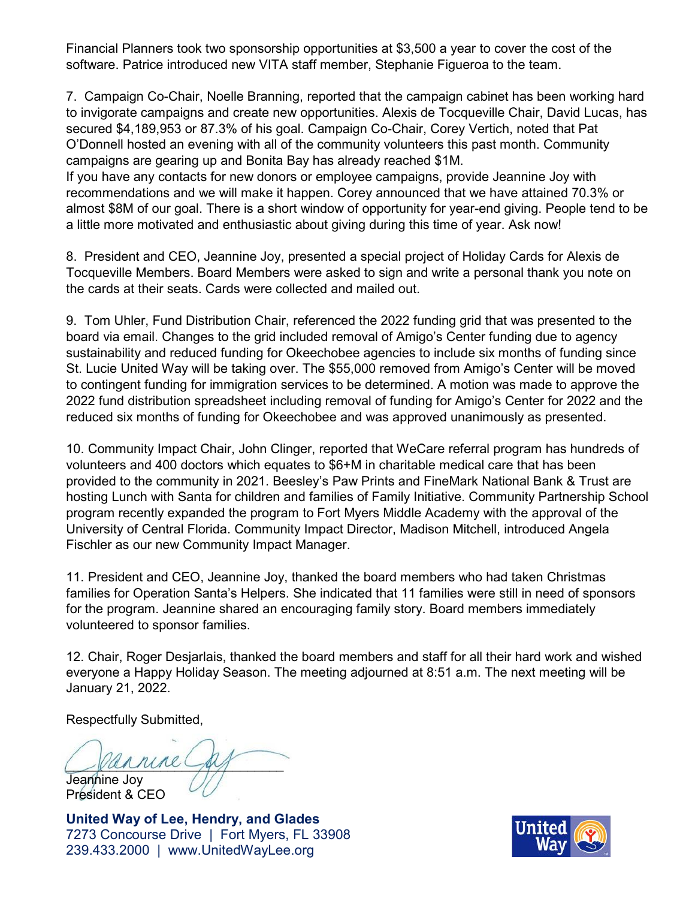Financial Planners took two sponsorship opportunities at $3,500 a year to cover the cost of the software. Patrice introduced new VITA staff member, Stephanie Figueroa to the team.

7. Campaign Co-Chair, Noelle Branning, reported that the campaign cabinet has been working hard to invigorate campaigns and create new opportunities. Alexis de Tocqueville Chair, David Lucas, has secured $4,189,953 or 87.3% of his goal. Campaign Co-Chair, Corey Vertich, noted that Pat O'Donnell hosted an evening with all of the community volunteers this past month. Community campaigns are gearing up and Bonita Bay has already reached $1M.
If you have any contacts for new donors or employee campaigns, provide Jeannine Joy with recommendations and we will make it happen. Corey announced that we have attained 70.3% or almost $8M of our goal. There is a short window of opportunity for year-end giving. People tend to be a little more motivated and enthusiastic about giving during this time of year. Ask now!

8. President and CEO, Jeannine Joy, presented a special project of Holiday Cards for Alexis de Tocqueville Members. Board Members were asked to sign and write a personal thank you note on the cards at their seats. Cards were collected and mailed out.

9. Tom Uhler, Fund Distribution Chair, referenced the 2022 funding grid that was presented to the board via email. Changes to the grid included removal of Amigo's Center funding due to agency sustainability and reduced funding for Okeechobee agencies to include six months of funding since St. Lucie United Way will be taking over. The $55,000 removed from Amigo's Center will be moved to contingent funding for immigration services to be determined. A motion was made to approve the 2022 fund distribution spreadsheet including removal of funding for Amigo's Center for 2022 and the reduced six months of funding for Okeechobee and was approved unanimously as presented.

10. Community Impact Chair, John Clinger, reported that WeCare referral program has hundreds of volunteers and 400 doctors which equates to $6+M in charitable medical care that has been provided to the community in 2021. Beesley's Paw Prints and FineMark National Bank & Trust are hosting Lunch with Santa for children and families of Family Initiative. Community Partnership School program recently expanded the program to Fort Myers Middle Academy with the approval of the University of Central Florida. Community Impact Director, Madison Mitchell, introduced Angela Fischler as our new Community Impact Manager.

11. President and CEO, Jeannine Joy, thanked the board members who had taken Christmas families for Operation Santa's Helpers. She indicated that 11 families were still in need of sponsors for the program. Jeannine shared an encouraging family story. Board members immediately volunteered to sponsor families.

12. Chair, Roger Desjarlais, thanked the board members and staff for all their hard work and wished everyone a Happy Holiday Season. The meeting adjourned at 8:51 a.m. The next meeting will be January 21, 2022.

Respectfully Submitted,

Jeannine Joy
President & CEO

**United Way of Lee, Hendry, and Glades**
7273 Concourse Drive | Fort Myers, FL 33908
239.433.2000 | www.UnitedWayLee.org